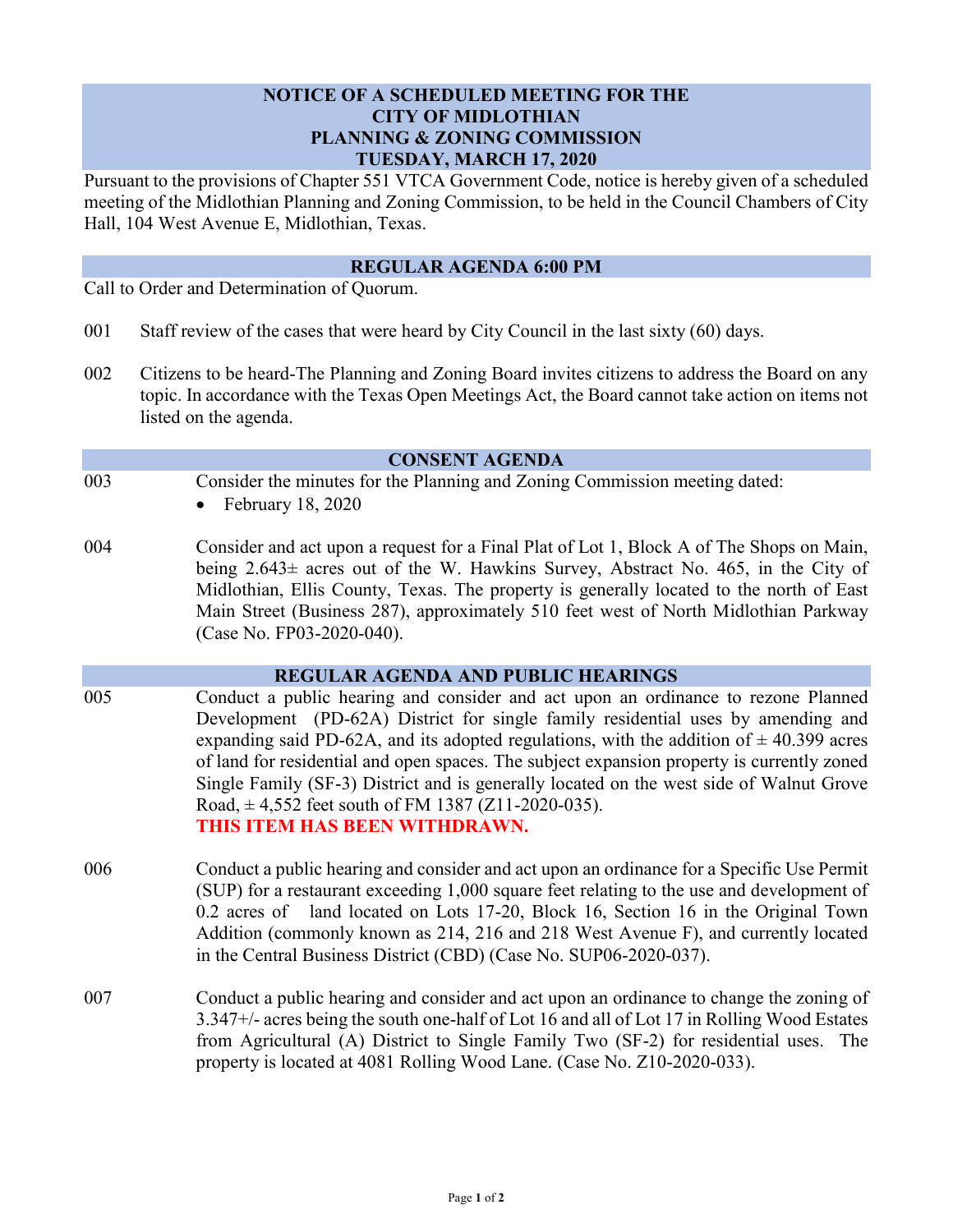# NOTICE OF A SCHEDULED MEETING FOR THE CITY OF MIDLOTHIAN PLANNING & ZONING COMMISSION TUESDAY, MARCH 17, 2020

Pursuant to the provisions of Chapter 551 VTCA Government Code, notice is hereby given of a scheduled meeting of the Midlothian Planning and Zoning Commission, to be held in the Council Chambers of City Hall, 104 West Avenue E, Midlothian, Texas.

## REGULAR AGENDA 6:00 PM

Call to Order and Determination of Quorum.

001 Staff review of the cases that were heard by City Council in the last sixty (60) days.

002 Citizens to be heard-The Planning and Zoning Board invites citizens to address the Board on any topic. In accordance with the Texas Open Meetings Act, the Board cannot take action on items not listed on the agenda.

## CONSENT AGENDA

003 Consider the minutes for the Planning and Zoning Commission meeting dated:

- February 18, 2020

004 Consider and act upon a request for a Final Plat of Lot 1, Block A of The Shops on Main, being 2.643± acres out of the W. Hawkins Survey, Abstract No. 465, in the City of Midlothian, Ellis County, Texas. The property is generally located to the north of East Main Street (Business 287), approximately 510 feet west of North Midlothian Parkway (Case No. FP03-2020-040).

## REGULAR AGENDA AND PUBLIC HEARINGS

005 Conduct a public hearing and consider and act upon an ordinance to rezone Planned Development (PD-62A) District for single family residential uses by amending and expanding said PD-62A, and its adopted regulations, with the addition of ± 40.399 acres of land for residential and open spaces. The subject expansion property is currently zoned Single Family (SF-3) District and is generally located on the west side of Walnut Grove Road, ± 4,552 feet south of FM 1387 (Z11-2020-035).
**THIS ITEM HAS BEEN WITHDRAWN.**

006 Conduct a public hearing and consider and act upon an ordinance for a Specific Use Permit (SUP) for a restaurant exceeding 1,000 square feet relating to the use and development of 0.2 acres of land located on Lots 17-20, Block 16, Section 16 in the Original Town Addition (commonly known as 214, 216 and 218 West Avenue F), and currently located in the Central Business District (CBD) (Case No. SUP06-2020-037).

007 Conduct a public hearing and consider and act upon an ordinance to change the zoning of 3.347+/- acres being the south one-half of Lot 16 and all of Lot 17 in Rolling Wood Estates from Agricultural (A) District to Single Family Two (SF-2) for residential uses. The property is located at 4081 Rolling Wood Lane. (Case No. Z10-2020-033).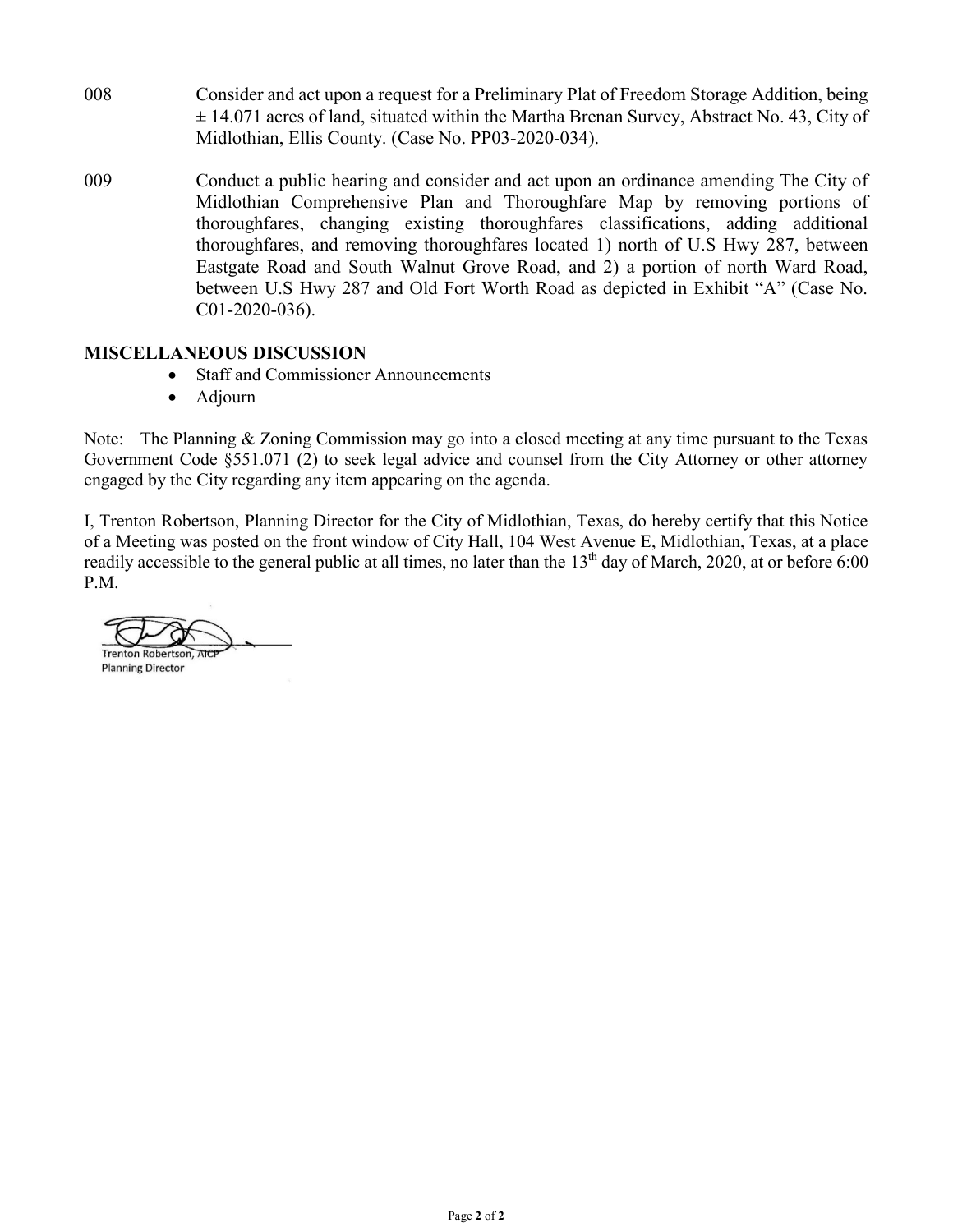008 Consider and act upon a request for a Preliminary Plat of Freedom Storage Addition, being ± 14.071 acres of land, situated within the Martha Brenan Survey, Abstract No. 43, City of Midlothian, Ellis County. (Case No. PP03-2020-034).

009 Conduct a public hearing and consider and act upon an ordinance amending The City of Midlothian Comprehensive Plan and Thoroughfare Map by removing portions of thoroughfares, changing existing thoroughfares classifications, adding additional thoroughfares, and removing thoroughfares located 1) north of U.S Hwy 287, between Eastgate Road and South Walnut Grove Road, and 2) a portion of north Ward Road, between U.S Hwy 287 and Old Fort Worth Road as depicted in Exhibit "A" (Case No. C01-2020-036).

## MISCELLANEOUS DISCUSSION

- Staff and Commissioner Announcements
- Adjourn

Note: The Planning & Zoning Commission may go into a closed meeting at any time pursuant to the Texas Government Code §551.071 (2) to seek legal advice and counsel from the City Attorney or other attorney engaged by the City regarding any item appearing on the agenda.

I, Trenton Robertson, Planning Director for the City of Midlothian, Texas, do hereby certify that this Notice of a Meeting was posted on the front window of City Hall, 104 West Avenue E, Midlothian, Texas, at a place readily accessible to the general public at all times, no later than the 13th day of March, 2020, at or before 6:00 P.M.

Trenton Robertson, AICP
Planning Director